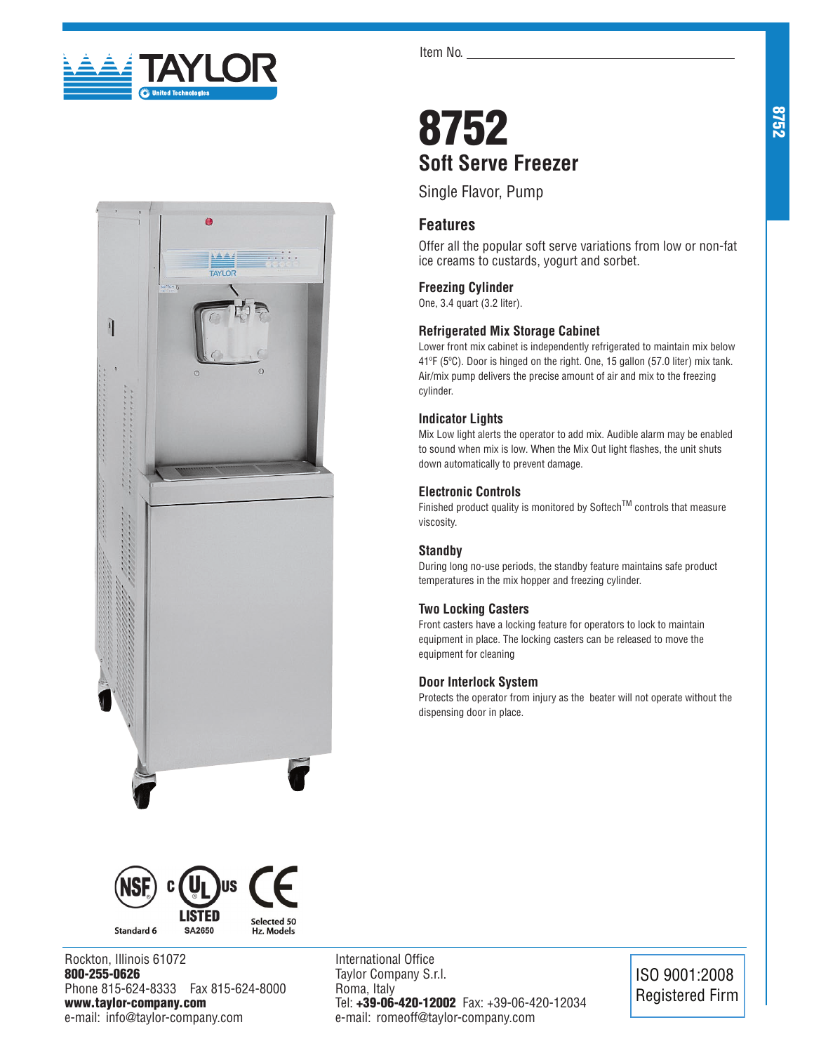Item No. ______________________________

# 8752

## Soft Serve Freezer

Single Flavor, Pump

### Features

Offer all the popular soft serve variations from low or non-fat ice creams to custards, yogurt and sorbet.

**Freezing Cylinder**

One, 3.4 quart (3.2 liter).

**Refrigerated Mix Storage Cabinet**

Lower front mix cabinet is independently refrigerated to maintain mix below 41ºF (5ºC). Door is hinged on the right. One, 15 gallon (57.0 liter) mix tank. Air/mix pump delivers the precise amount of air and mix to the freezing cylinder.

**Indicator Lights**

Mix Low light alerts the operator to add mix. Audible alarm may be enabled to sound when mix is low. When the Mix Out light flashes, the unit shuts down automatically to prevent damage.

**Electronic Controls**

Finished product quality is monitored by Softech™ controls that measure viscosity.

**Standby**

During long no-use periods, the standby feature maintains safe product temperatures in the mix hopper and freezing cylinder.

**Two Locking Casters**

Front casters have a locking feature for operators to lock to maintain equipment in place. The locking casters can be released to move the equipment for cleaning

**Door Interlock System**

Protects the operator from injury as the beater will not operate without the dispensing door in place.

NSF Standard 6 | cULus LISTED SA2650 | CE Selected 50 Hz. Models

Rockton, Illinois 61072
**800-255-0626**
Phone 815-624-8333 Fax 815-624-8000
**www.taylor-company.com**
e-mail: info@taylor-company.com

International Office
Taylor Company S.r.l.
Roma, Italy
Tel: **+39-06-420-12002** Fax: +39-06-420-12034
e-mail: romeoff@taylor-company.com

ISO 9001:2008 Registered Firm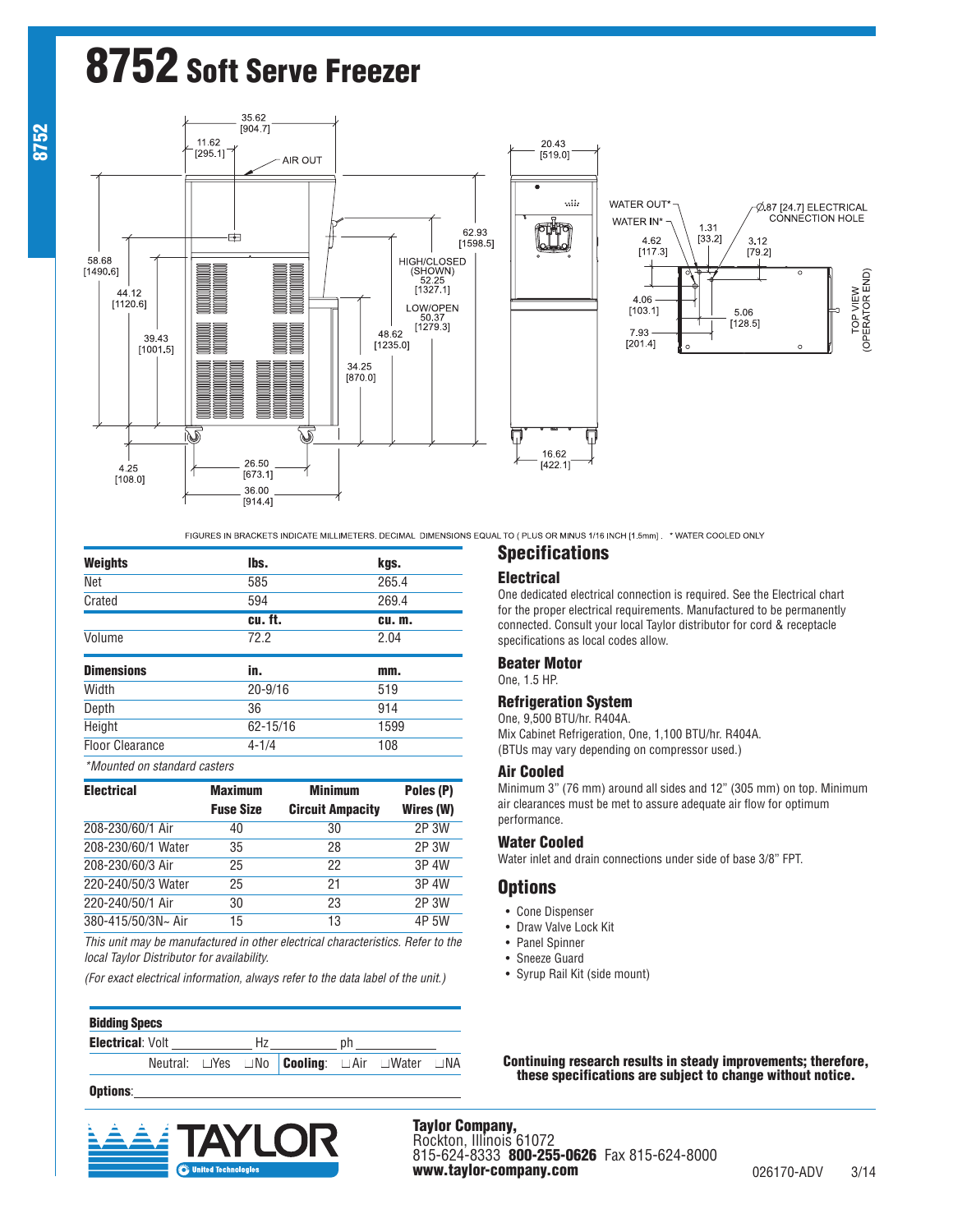# 8752 Soft Serve Freezer

35.62
[904.7]
11.62
[295.1]
AIR OUT
62.93
[1598.5]
58.68
[1490.6]
44.12
[1120.6]
39.43
[1001.5]
HIGH/CLOSED
(SHOWN)
52.25
[1327.1]
LOW/OPEN
50.37
[1279.3]
48.62
[1235.0]
34.25
[870.0]
4.25
[108.0]
26.50
[673.1]
36.00
[914.4]
20.43
[519.0]
16.62
[422.1]
WATER OUT*
WATER IN*
Ø.87 [24.7] ELECTRICAL CONNECTION HOLE
1.31
[33.2]
4.62
[117.3]
3.12
[79.2]
4.06
[103.1]
5.06
[128.5]
7.93
[201.4]
TOP VIEW
(OPERATOR END)

FIGURES IN BRACKETS INDICATE MILLIMETERS. DECIMAL DIMENSIONS EQUAL TO ( PLUS OR MINUS 1/16 INCH [1.5mm] . * WATER COOLED ONLY

| Weights | lbs. | kgs. |
|---|---|---|
| Net | 585 | 265.4 |
| Crated | 594 | 269.4 |
| | **cu. ft.** | **cu. m.** |
| Volume | 72.2 | 2.04 |

| Dimensions | in. | mm. |
|---|---|---|
| Width | 20-9/16 | 519 |
| Depth | 36 | 914 |
| Height | 62-15/16 | 1599 |
| Floor Clearance | 4-1/4 | 108 |

*\*Mounted on standard casters*

| Electrical | Maximum Fuse Size | Minimum Circuit Ampacity | Poles (P) Wires (W) |
|---|---|---|---|
| 208-230/60/1 Air | 40 | 30 | 2P 3W |
| 208-230/60/1 Water | 35 | 28 | 2P 3W |
| 208-230/60/3 Air | 25 | 22 | 3P 4W |
| 220-240/50/3 Water | 25 | 21 | 3P 4W |
| 220-240/50/1 Air | 30 | 23 | 2P 3W |
| 380-415/50/3N~ Air | 15 | 13 | 4P 5W |

*This unit may be manufactured in other electrical characteristics. Refer to the local Taylor Distributor for availability.*

*(For exact electrical information, always refer to the data label of the unit.)*

## Specifications

### Electrical

One dedicated electrical connection is required. See the Electrical chart for the proper electrical requirements. Manufactured to be permanently connected. Consult your local Taylor distributor for cord & receptacle specifications as local codes allow.

### Beater Motor

One, 1.5 HP.

### Refrigeration System

One, 9,500 BTU/hr. R404A.
Mix Cabinet Refrigeration, One, 1,100 BTU/hr. R404A.
(BTUs may vary depending on compressor used.)

### Air Cooled

Minimum 3" (76 mm) around all sides and 12" (305 mm) on top. Minimum air clearances must be met to assure adequate air flow for optimum performance.

### Water Cooled

Water inlet and drain connections under side of base 3/8" FPT.

## Options

- Cone Dispenser
- Draw Valve Lock Kit
- Panel Spinner
- Sneeze Guard
- Syrup Rail Kit (side mount)

**Bidding Specs**

**Electrical**: Volt __________ Hz __________ ph __________

Neutral: ❑Yes ❑No | **Cooling**: ❑Air ❑Water ❑NA

**Options**: ____________________

**Continuing research results in steady improvements; therefore, these specifications are subject to change without notice.**

TAYLOR
United Technologies

**Taylor Company,**
Rockton, Illinois 61072
815-624-8333 **800-255-0626** Fax 815-624-8000
**www.taylor-company.com**

026170-ADV 3/14